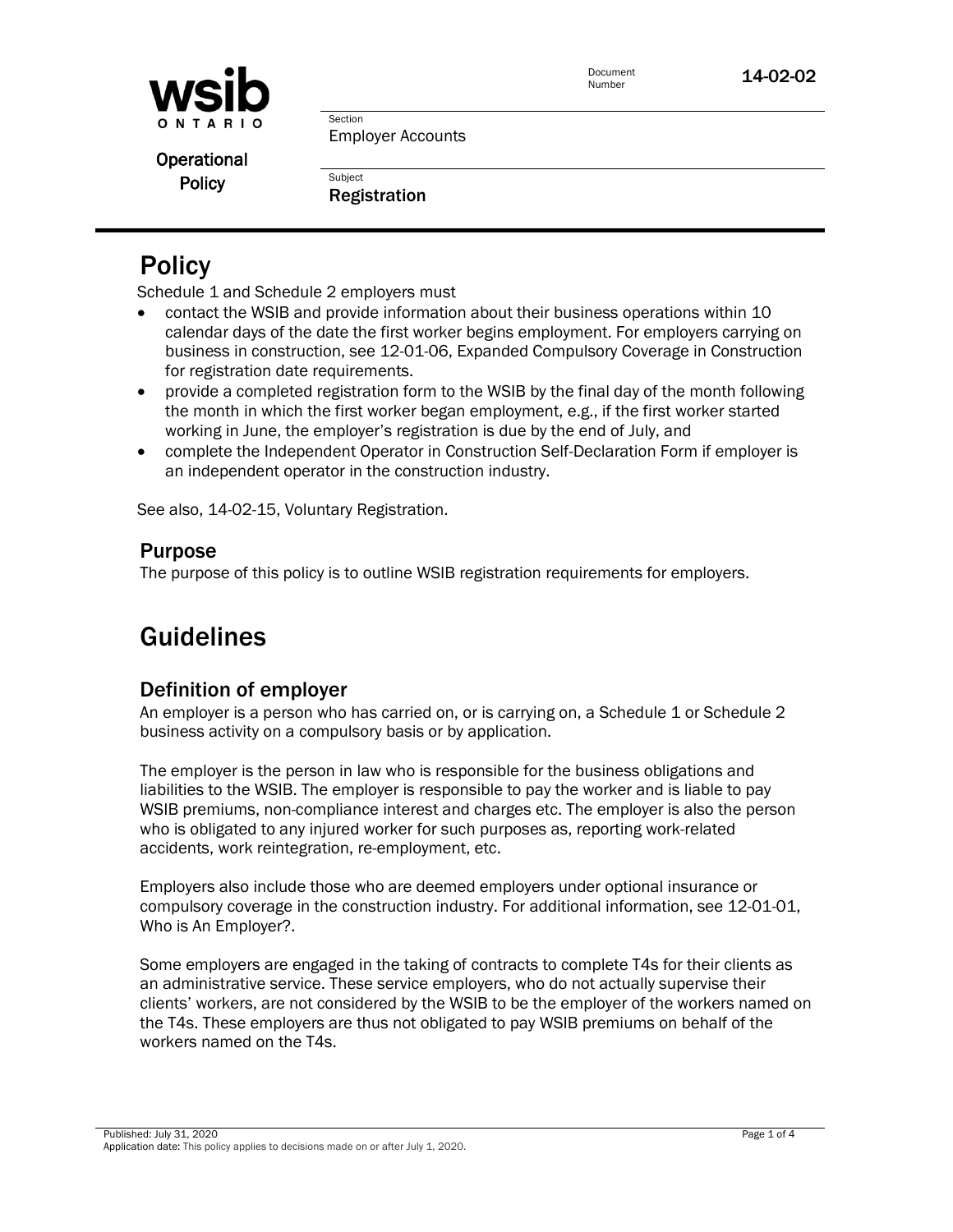Document Number 14-02-02

Section: Employer Accounts

**Operational Policy**

Subject: **Registration**

# Policy

Schedule 1 and Schedule 2 employers must

- contact the WSIB and provide information about their business operations within 10 calendar days of the date the first worker begins employment. For employers carrying on business in construction, see 12-01-06, Expanded Compulsory Coverage in Construction for registration date requirements.
- provide a completed registration form to the WSIB by the final day of the month following the month in which the first worker began employment, e.g., if the first worker started working in June, the employer's registration is due by the end of July, and
- complete the Independent Operator in Construction Self-Declaration Form if employer is an independent operator in the construction industry.

See also, 14-02-15, Voluntary Registration.

## Purpose

The purpose of this policy is to outline WSIB registration requirements for employers.

# Guidelines

## Definition of employer

An employer is a person who has carried on, or is carrying on, a Schedule 1 or Schedule 2 business activity on a compulsory basis or by application.

The employer is the person in law who is responsible for the business obligations and liabilities to the WSIB. The employer is responsible to pay the worker and is liable to pay WSIB premiums, non-compliance interest and charges etc. The employer is also the person who is obligated to any injured worker for such purposes as, reporting work-related accidents, work reintegration, re-employment, etc.

Employers also include those who are deemed employers under optional insurance or compulsory coverage in the construction industry. For additional information, see 12-01-01, Who is An Employer?.

Some employers are engaged in the taking of contracts to complete T4s for their clients as an administrative service. These service employers, who do not actually supervise their clients' workers, are not considered by the WSIB to be the employer of the workers named on the T4s. These employers are thus not obligated to pay WSIB premiums on behalf of the workers named on the T4s.

Published: July 31, 2020
Application date: This policy applies to decisions made on or after July 1, 2020.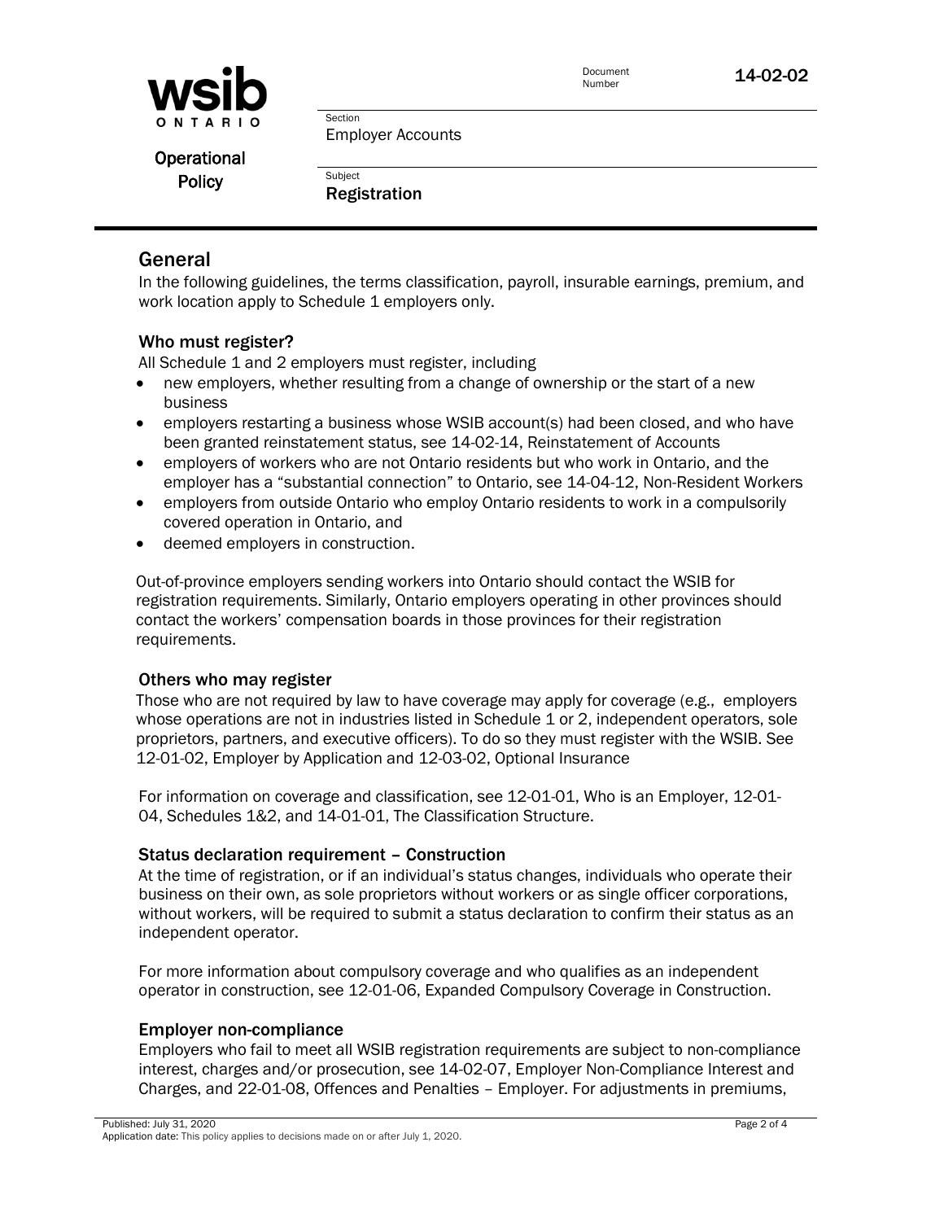## General

In the following guidelines, the terms classification, payroll, insurable earnings, premium, and work location apply to Schedule 1 employers only.

### Who must register?

All Schedule 1 and 2 employers must register, including

- new employers, whether resulting from a change of ownership or the start of a new business
- employers restarting a business whose WSIB account(s) had been closed, and who have been granted reinstatement status, see 14-02-14, Reinstatement of Accounts
- employers of workers who are not Ontario residents but who work in Ontario, and the employer has a "substantial connection" to Ontario, see 14-04-12, Non-Resident Workers
- employers from outside Ontario who employ Ontario residents to work in a compulsorily covered operation in Ontario, and
- deemed employers in construction.

Out-of-province employers sending workers into Ontario should contact the WSIB for registration requirements. Similarly, Ontario employers operating in other provinces should contact the workers' compensation boards in those provinces for their registration requirements.

### Others who may register

Those who are not required by law to have coverage may apply for coverage (e.g., employers whose operations are not in industries listed in Schedule 1 or 2, independent operators, sole proprietors, partners, and executive officers). To do so they must register with the WSIB. See 12-01-02, Employer by Application and 12-03-02, Optional Insurance

For information on coverage and classification, see 12-01-01, Who is an Employer, 12-01-04, Schedules 1&2, and 14-01-01, The Classification Structure.

### Status declaration requirement – Construction

At the time of registration, or if an individual's status changes, individuals who operate their business on their own, as sole proprietors without workers or as single officer corporations, without workers, will be required to submit a status declaration to confirm their status as an independent operator.

For more information about compulsory coverage and who qualifies as an independent operator in construction, see 12-01-06, Expanded Compulsory Coverage in Construction.

### Employer non-compliance

Employers who fail to meet all WSIB registration requirements are subject to non-compliance interest, charges and/or prosecution, see 14-02-07, Employer Non-Compliance Interest and Charges, and 22-01-08, Offences and Penalties – Employer. For adjustments in premiums,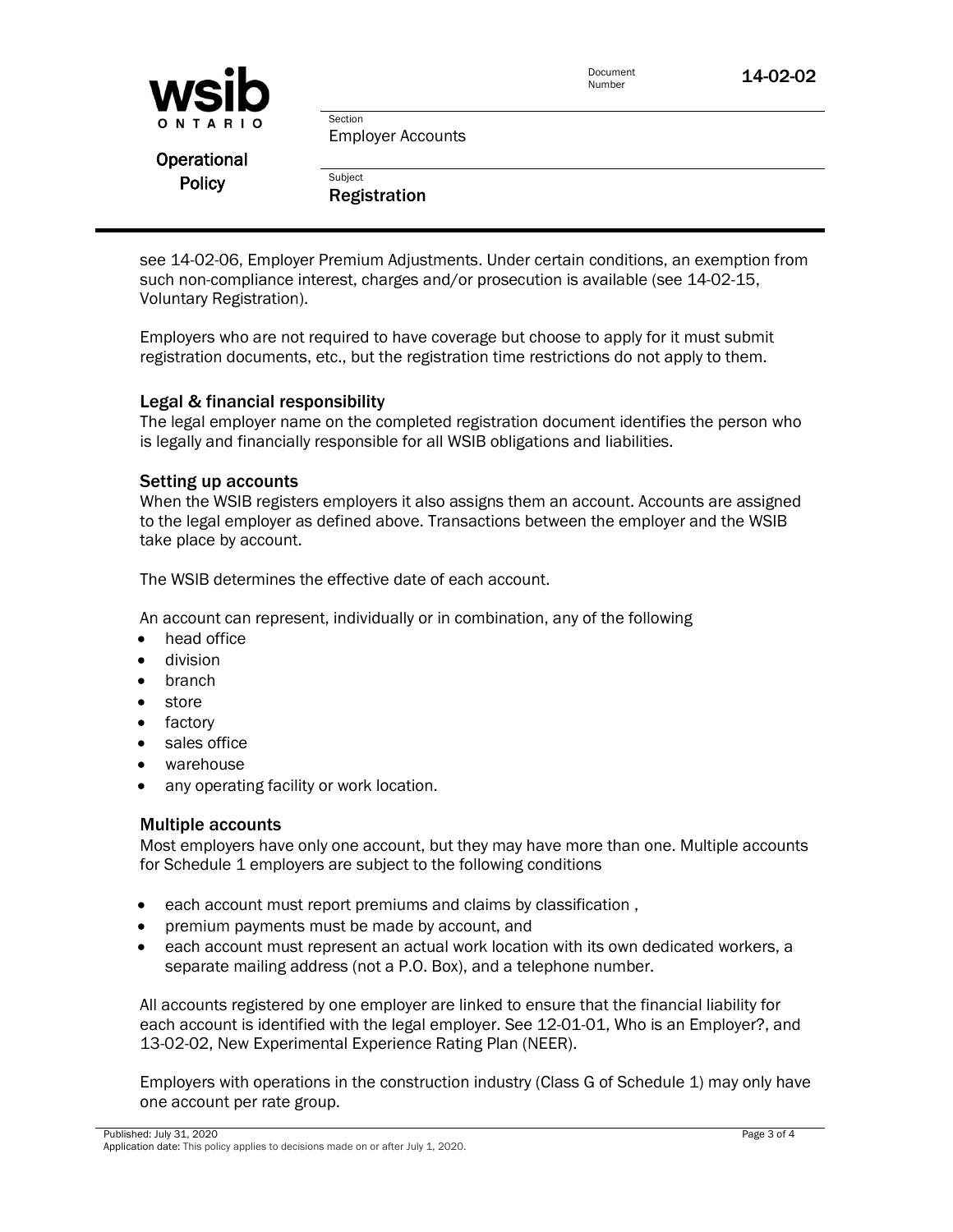see 14-02-06, Employer Premium Adjustments. Under certain conditions, an exemption from such non-compliance interest, charges and/or prosecution is available (see 14-02-15, Voluntary Registration).

Employers who are not required to have coverage but choose to apply for it must submit registration documents, etc., but the registration time restrictions do not apply to them.

### Legal & financial responsibility

The legal employer name on the completed registration document identifies the person who is legally and financially responsible for all WSIB obligations and liabilities.

### Setting up accounts

When the WSIB registers employers it also assigns them an account. Accounts are assigned to the legal employer as defined above. Transactions between the employer and the WSIB take place by account.

The WSIB determines the effective date of each account.

An account can represent, individually or in combination, any of the following

- head office
- division
- branch
- store
- factory
- sales office
- warehouse
- any operating facility or work location.

### Multiple accounts

Most employers have only one account, but they may have more than one. Multiple accounts for Schedule 1 employers are subject to the following conditions

- each account must report premiums and claims by classification ,
- premium payments must be made by account, and
- each account must represent an actual work location with its own dedicated workers, a separate mailing address (not a P.O. Box), and a telephone number.

All accounts registered by one employer are linked to ensure that the financial liability for each account is identified with the legal employer. See 12-01-01, Who is an Employer?, and 13-02-02, New Experimental Experience Rating Plan (NEER).

Employers with operations in the construction industry (Class G of Schedule 1) may only have one account per rate group.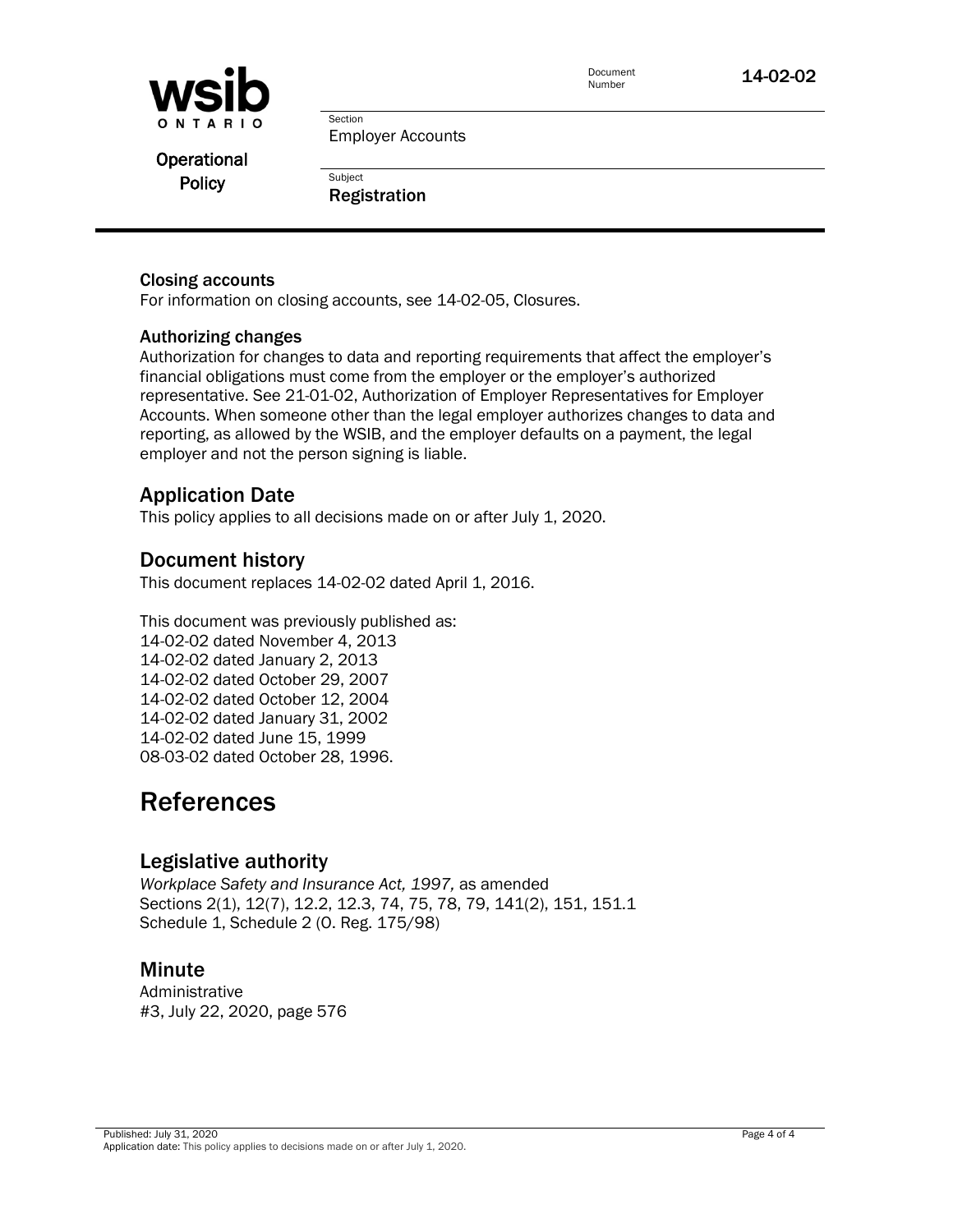### Closing accounts

For information on closing accounts, see 14-02-05, Closures.

### Authorizing changes

Authorization for changes to data and reporting requirements that affect the employer's financial obligations must come from the employer or the employer's authorized representative. See 21-01-02, Authorization of Employer Representatives for Employer Accounts. When someone other than the legal employer authorizes changes to data and reporting, as allowed by the WSIB, and the employer defaults on a payment, the legal employer and not the person signing is liable.

## Application Date

This policy applies to all decisions made on or after July 1, 2020.

## Document history

This document replaces 14-02-02 dated April 1, 2016.

This document was previously published as:
14-02-02 dated November 4, 2013
14-02-02 dated January 2, 2013
14-02-02 dated October 29, 2007
14-02-02 dated October 12, 2004
14-02-02 dated January 31, 2002
14-02-02 dated June 15, 1999
08-03-02 dated October 28, 1996.

# References

## Legislative authority

*Workplace Safety and Insurance Act, 1997,* as amended
Sections 2(1), 12(7), 12.2, 12.3, 74, 75, 78, 79, 141(2), 151, 151.1
Schedule 1, Schedule 2 (O. Reg. 175/98)

## Minute

Administrative
#3, July 22, 2020, page 576